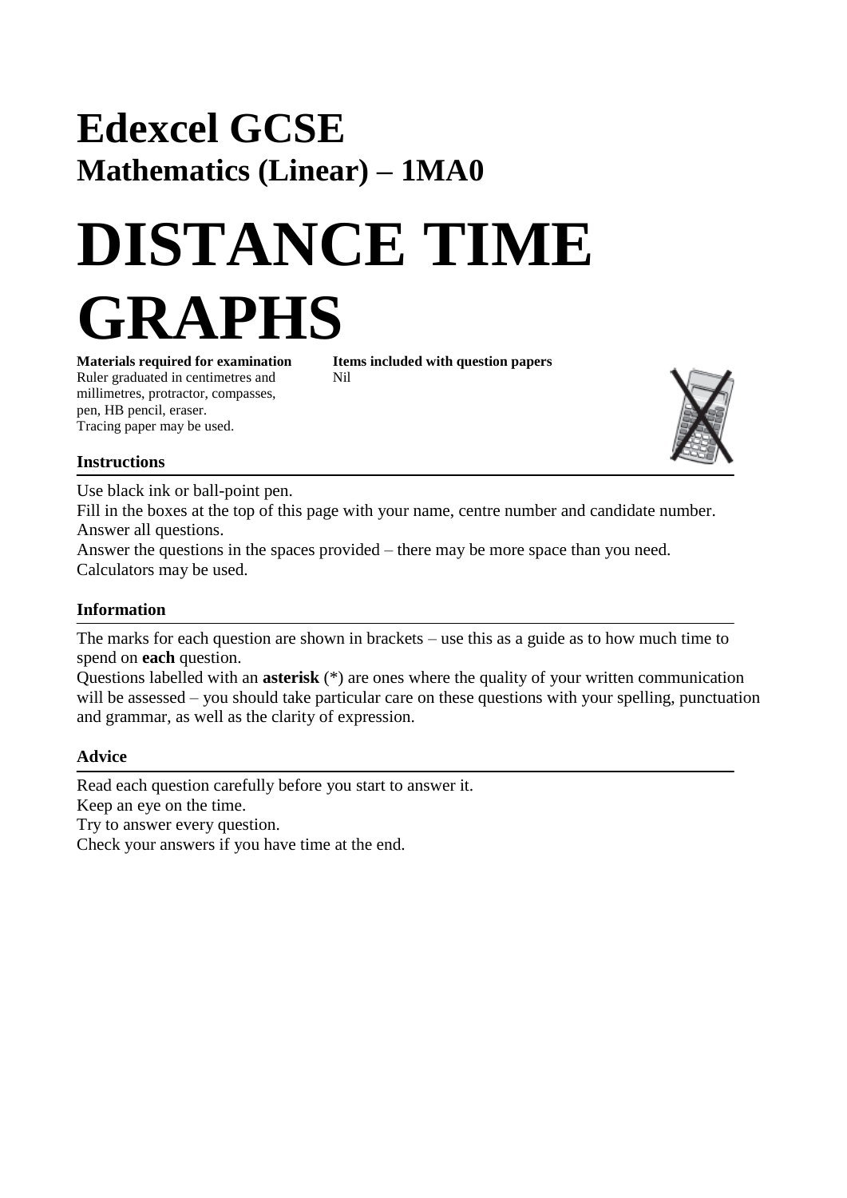# Edexcel GCSE

## Mathematics (Linear) – 1MA0

# DISTANCE TIME GRAPHS

**Materials required for examination**
Ruler graduated in centimetres and millimetres, protractor, compasses, pen, HB pencil, eraser.
Tracing paper may be used.

**Items included with question papers**
Nil

### Instructions

Use black ink or ball-point pen.
Fill in the boxes at the top of this page with your name, centre number and candidate number.
Answer all questions.
Answer the questions in the spaces provided – there may be more space than you need.
Calculators may be used.

### Information

The marks for each question are shown in brackets – use this as a guide as to how much time to spend on **each** question.
Questions labelled with an **asterisk** (*) are ones where the quality of your written communication will be assessed – you should take particular care on these questions with your spelling, punctuation and grammar, as well as the clarity of expression.

### Advice

Read each question carefully before you start to answer it.
Keep an eye on the time.
Try to answer every question.
Check your answers if you have time at the end.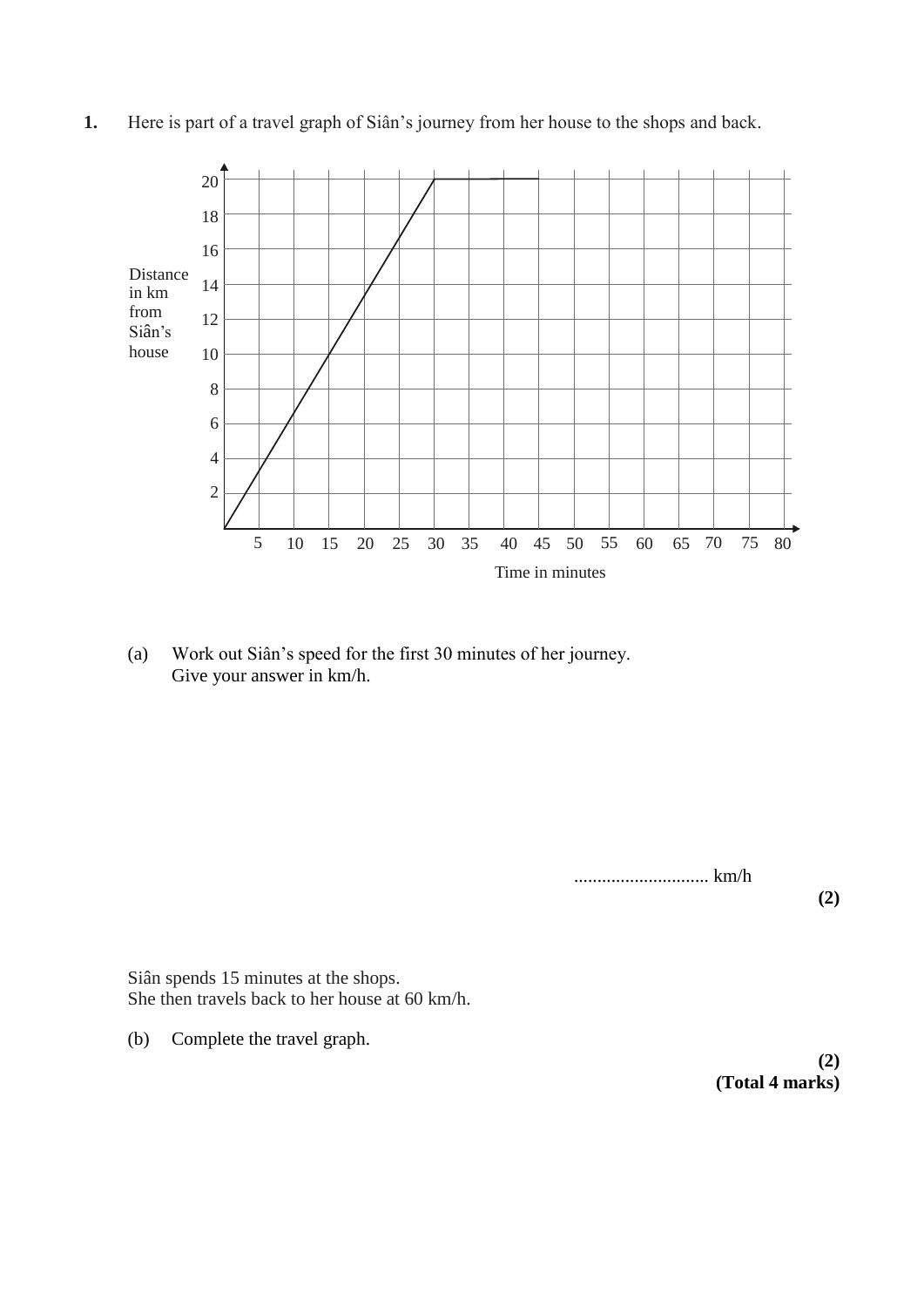**1.** Here is part of a travel graph of Siân's journey from her house to the shops and back.

(a) Work out Siân's speed for the first 30 minutes of her journey.
Give your answer in km/h.

............................ km/h

**(2)**

Siân spends 15 minutes at the shops.
She then travels back to her house at 60 km/h.

(b) Complete the travel graph.

**(2)**
**(Total 4 marks)**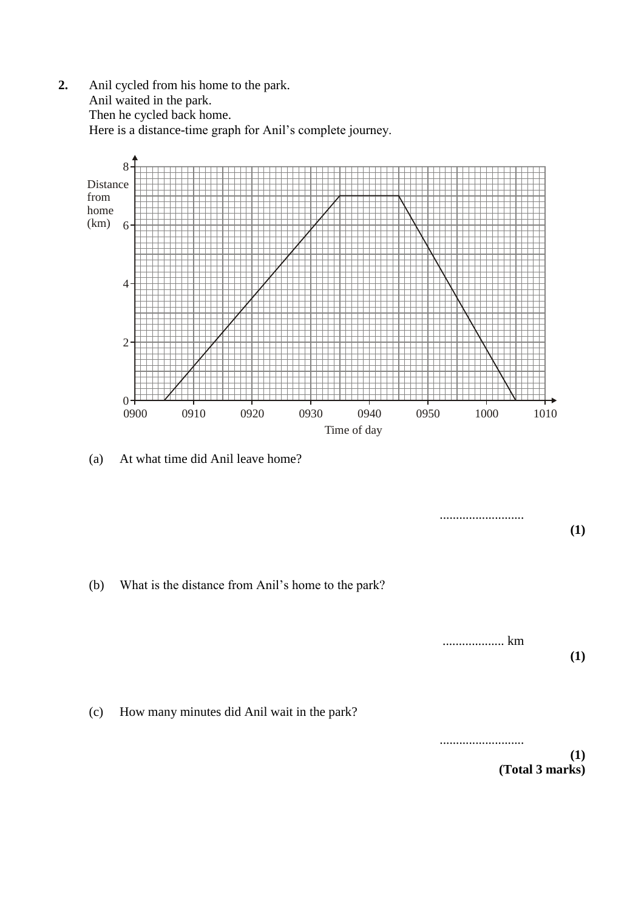**2.** Anil cycled from his home to the park.
Anil waited in the park.
Then he cycled back home.
Here is a distance-time graph for Anil's complete journey.

(a) At what time did Anil leave home?

..........................
**(1)**

(b) What is the distance from Anil's home to the park?

................... km
**(1)**

(c) How many minutes did Anil wait in the park?

..........................
**(1)**
**(Total 3 marks)**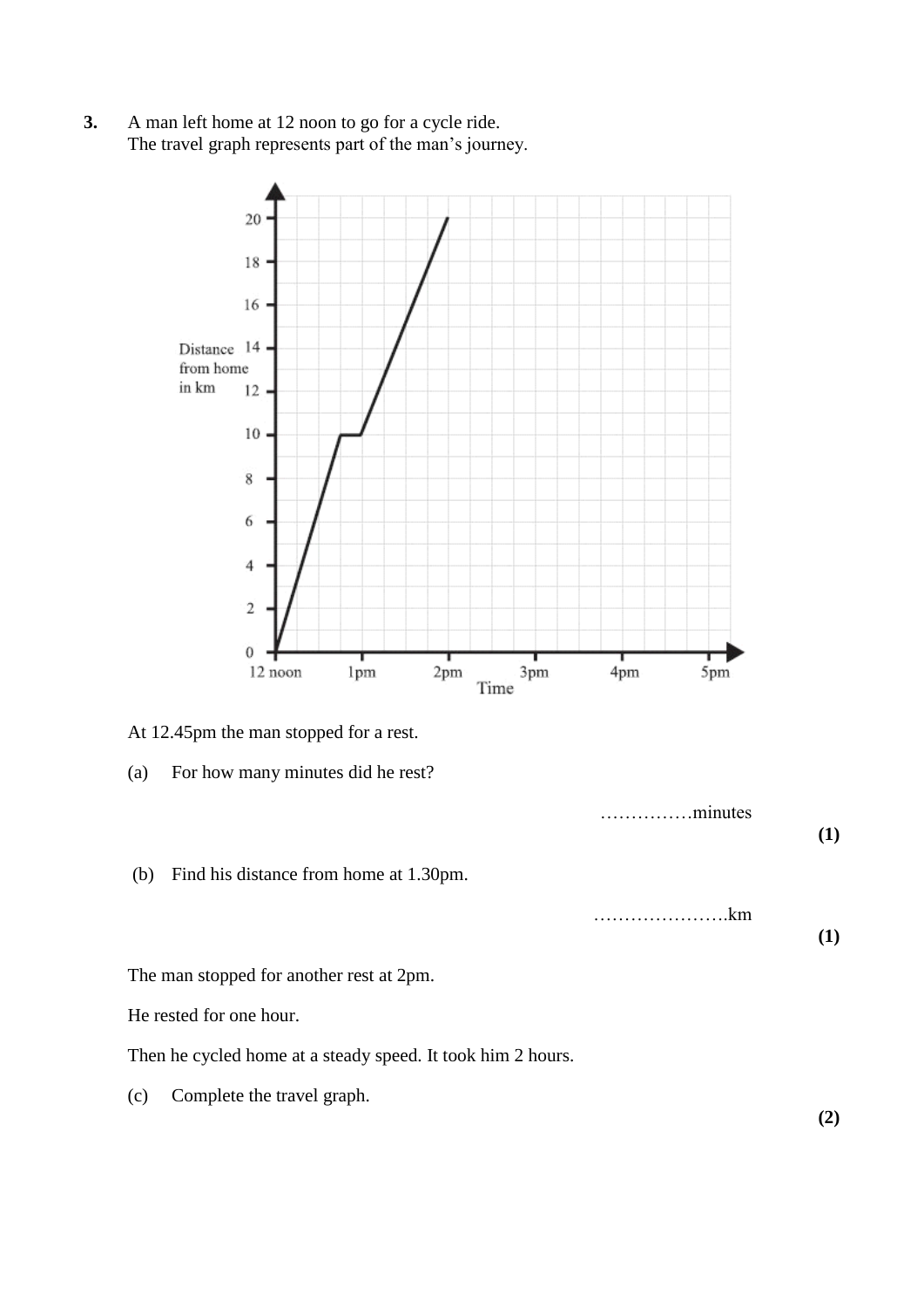**3.** A man left home at 12 noon to go for a cycle ride.
The travel graph represents part of the man's journey.

At 12.45pm the man stopped for a rest.

(a) For how many minutes did he rest?

……………minutes

**(1)**

(b) Find his distance from home at 1.30pm.

…………………..km

**(1)**

The man stopped for another rest at 2pm.

He rested for one hour.

Then he cycled home at a steady speed. It took him 2 hours.

(c) Complete the travel graph.

**(2)**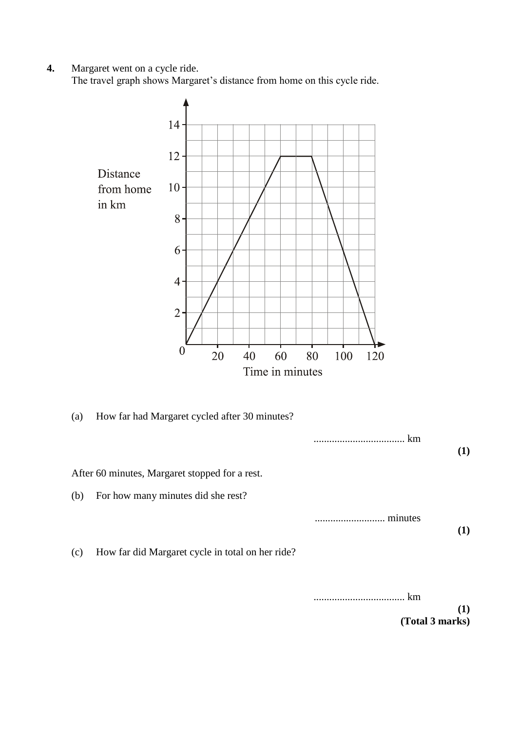**4.** Margaret went on a cycle ride.
The travel graph shows Margaret's distance from home on this cycle ride.

(a) How far had Margaret cycled after 30 minutes?

.................................. km

**(1)**

After 60 minutes, Margaret stopped for a rest.

(b) For how many minutes did she rest?

.......................... minutes

**(1)**

(c) How far did Margaret cycle in total on her ride?

.................................. km

**(1)**

**(Total 3 marks)**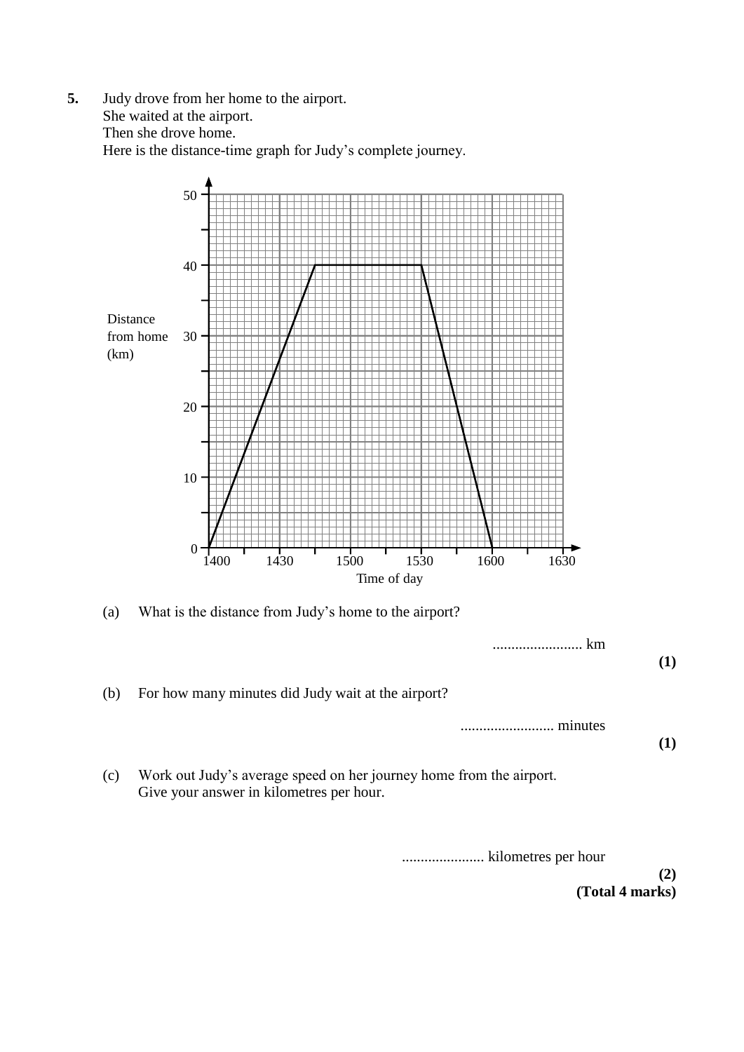**5.** Judy drove from her home to the airport.
She waited at the airport.
Then she drove home.
Here is the distance-time graph for Judy's complete journey.

(a) What is the distance from Judy's home to the airport?

........................ km

**(1)**

(b) For how many minutes did Judy wait at the airport?

......................... minutes

**(1)**

(c) Work out Judy's average speed on her journey home from the airport.
Give your answer in kilometres per hour.

...................... kilometres per hour

**(2)**

**(Total 4 marks)**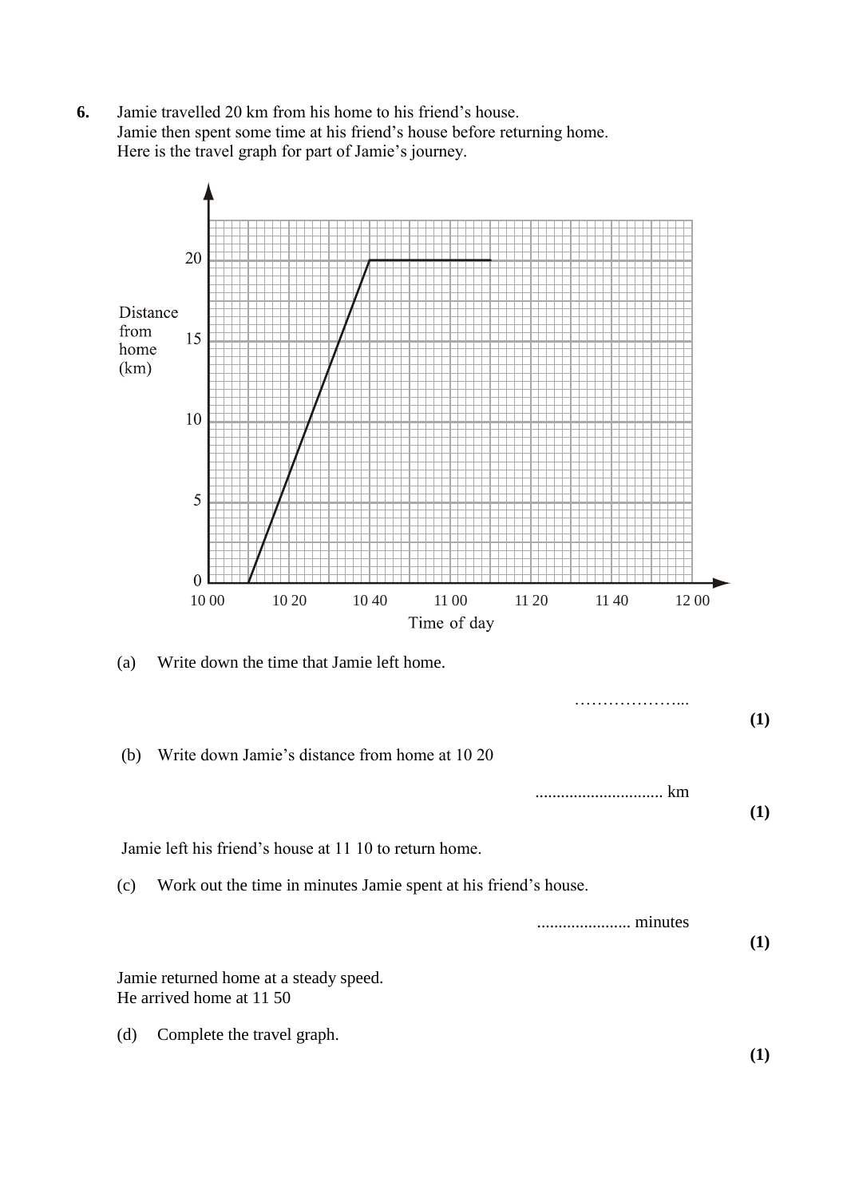**6.** Jamie travelled 20 km from his home to his friend's house.
Jamie then spent some time at his friend's house before returning home.
Here is the travel graph for part of Jamie's journey.

(a) Write down the time that Jamie left home.

………………...

**(1)**

(b) Write down Jamie's distance from home at 10 20

.............................. km

**(1)**

Jamie left his friend's house at 11 10 to return home.

(c) Work out the time in minutes Jamie spent at his friend's house.

...................... minutes

**(1)**

Jamie returned home at a steady speed.
He arrived home at 11 50

(d) Complete the travel graph.

**(1)**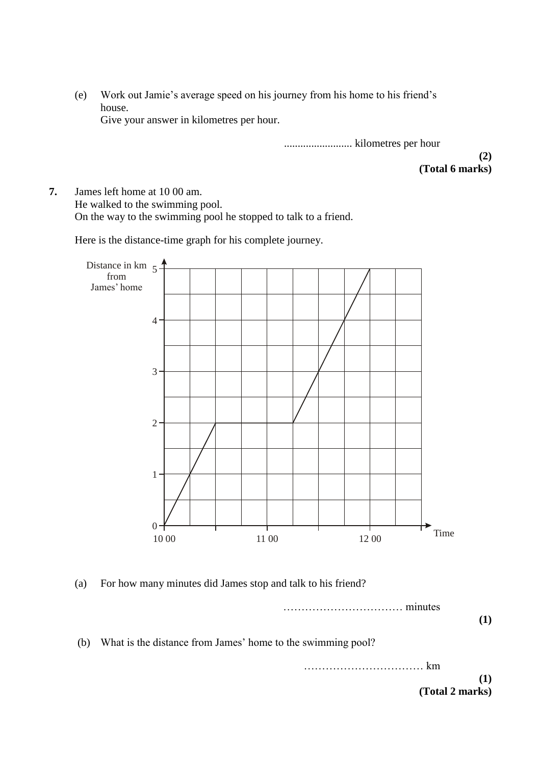(e) Work out Jamie's average speed on his journey from his home to his friend's house.
Give your answer in kilometres per hour.

......................... kilometres per hour

**(2)**
**(Total 6 marks)**

**7.** James left home at 10 00 am.
He walked to the swimming pool.
On the way to the swimming pool he stopped to talk to a friend.

Here is the distance-time graph for his complete journey.

(a) For how many minutes did James stop and talk to his friend?

…………………………… minutes

**(1)**

(b) What is the distance from James' home to the swimming pool?

…………………………… km

**(1)**
**(Total 2 marks)**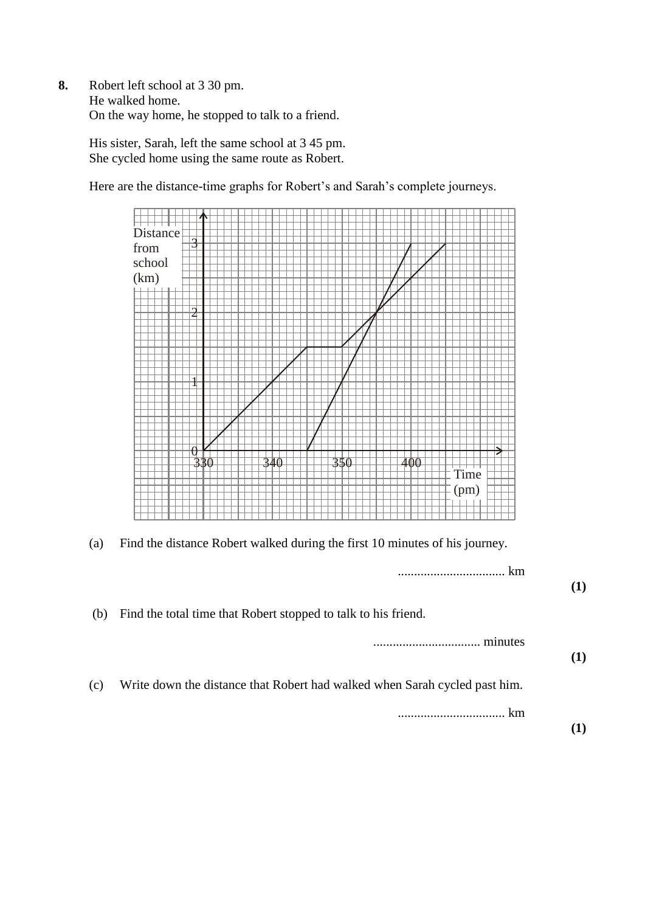**8.** Robert left school at 3 30 pm.
He walked home.
On the way home, he stopped to talk to a friend.

His sister, Sarah, left the same school at 3 45 pm.
She cycled home using the same route as Robert.

Here are the distance-time graphs for Robert's and Sarah's complete journeys.

(a) Find the distance Robert walked during the first 10 minutes of his journey.

................................. km
**(1)**

(b) Find the total time that Robert stopped to talk to his friend.

................................. minutes
**(1)**

(c) Write down the distance that Robert had walked when Sarah cycled past him.

................................. km
**(1)**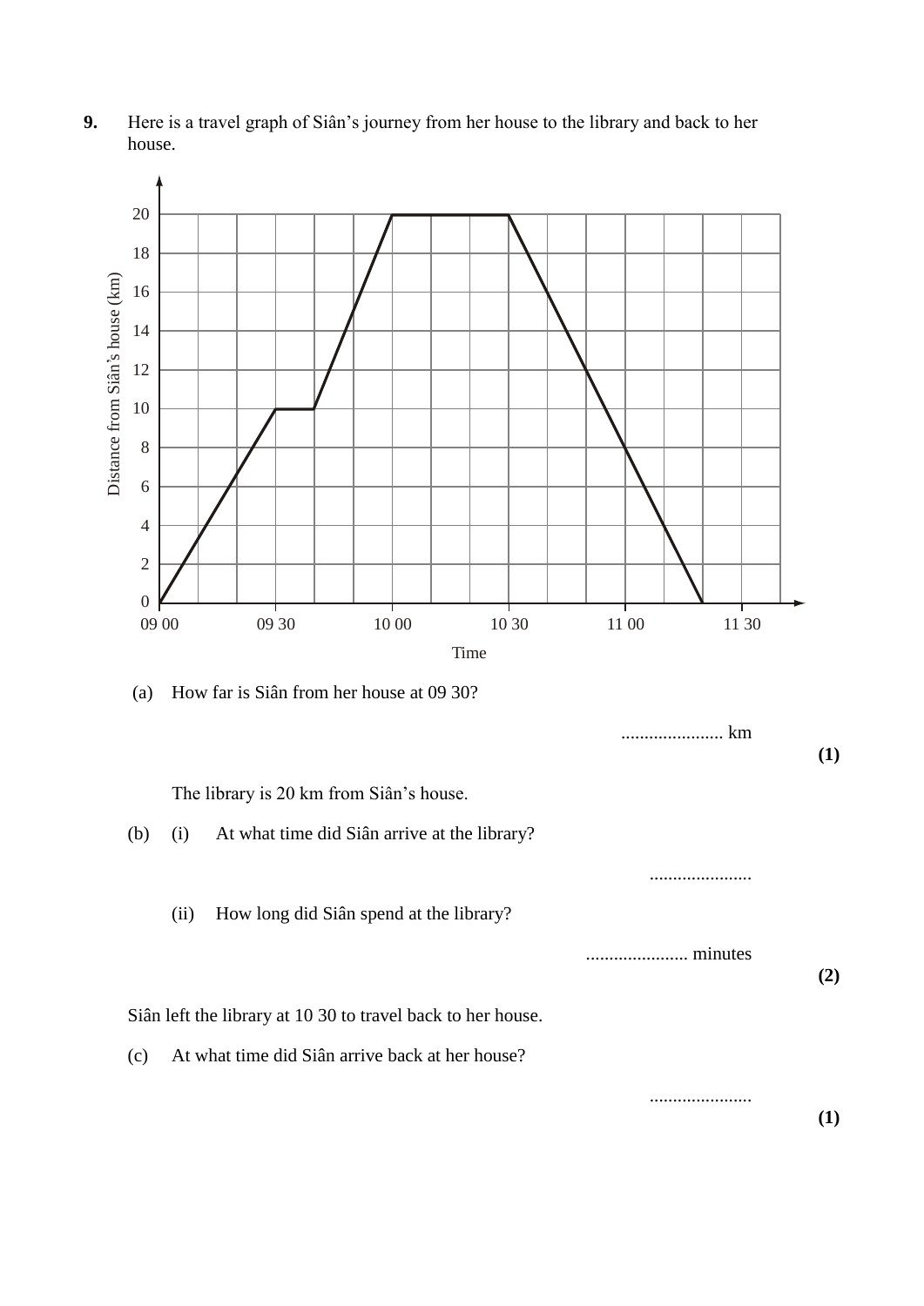**9.** Here is a travel graph of Siân's journey from her house to the library and back to her house.

(a) How far is Siân from her house at 09 30?

...................... km

**(1)**

The library is 20 km from Siân's house.

(b) (i) At what time did Siân arrive at the library?

......................

(ii) How long did Siân spend at the library?

...................... minutes

**(2)**

Siân left the library at 10 30 to travel back to her house.

(c) At what time did Siân arrive back at her house?

......................

**(1)**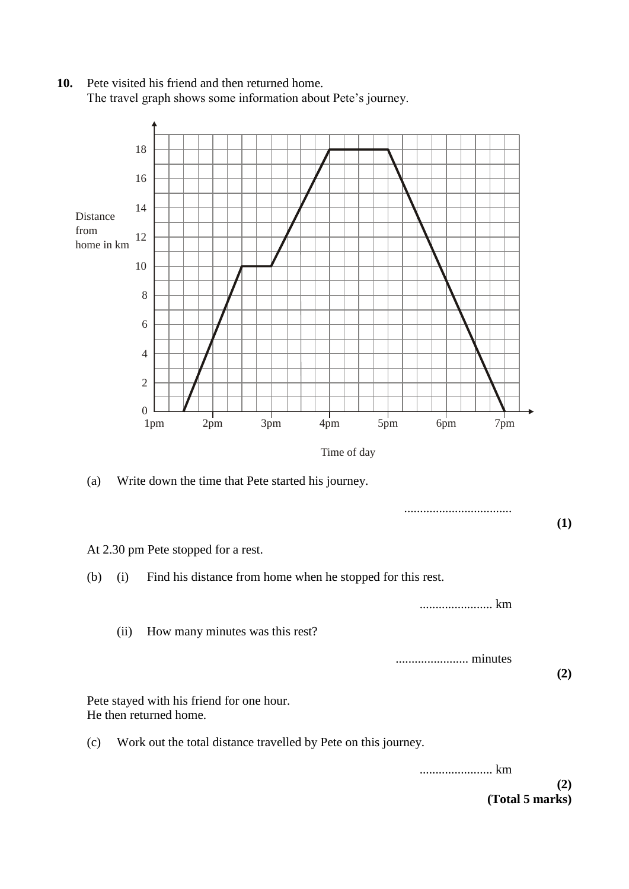**10.** Pete visited his friend and then returned home.
The travel graph shows some information about Pete's journey.

Distance from home in km

Time of day

(a) Write down the time that Pete started his journey.

..................................

**(1)**

At 2.30 pm Pete stopped for a rest.

(b) (i) Find his distance from home when he stopped for this rest.

....................... km

(ii) How many minutes was this rest?

....................... minutes

**(2)**

Pete stayed with his friend for one hour.
He then returned home.

(c) Work out the total distance travelled by Pete on this journey.

....................... km

**(2)**

**(Total 5 marks)**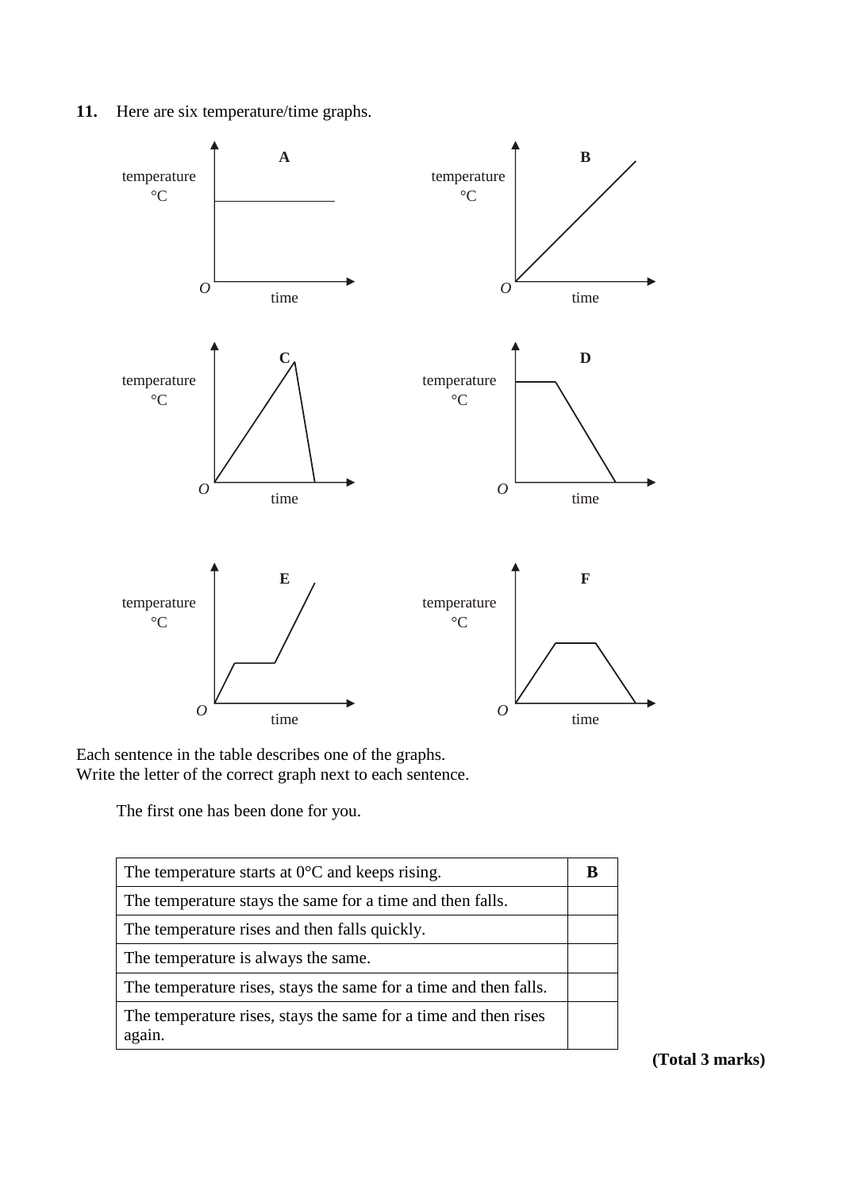**11.** Here are six temperature/time graphs.

A
temperature °C
O
time

B
temperature °C
O
time

C
temperature °C
O
time

D
temperature °C
O
time

E
temperature °C
O
time

F
temperature °C
O
time

Each sentence in the table describes one of the graphs.
Write the letter of the correct graph next to each sentence.

The first one has been done for you.

| | |
|---|---|
| The temperature starts at 0°C and keeps rising. | **B** |
| The temperature stays the same for a time and then falls. | |
| The temperature rises and then falls quickly. | |
| The temperature is always the same. | |
| The temperature rises, stays the same for a time and then falls. | |
| The temperature rises, stays the same for a time and then rises again. | |

**(Total 3 marks)**